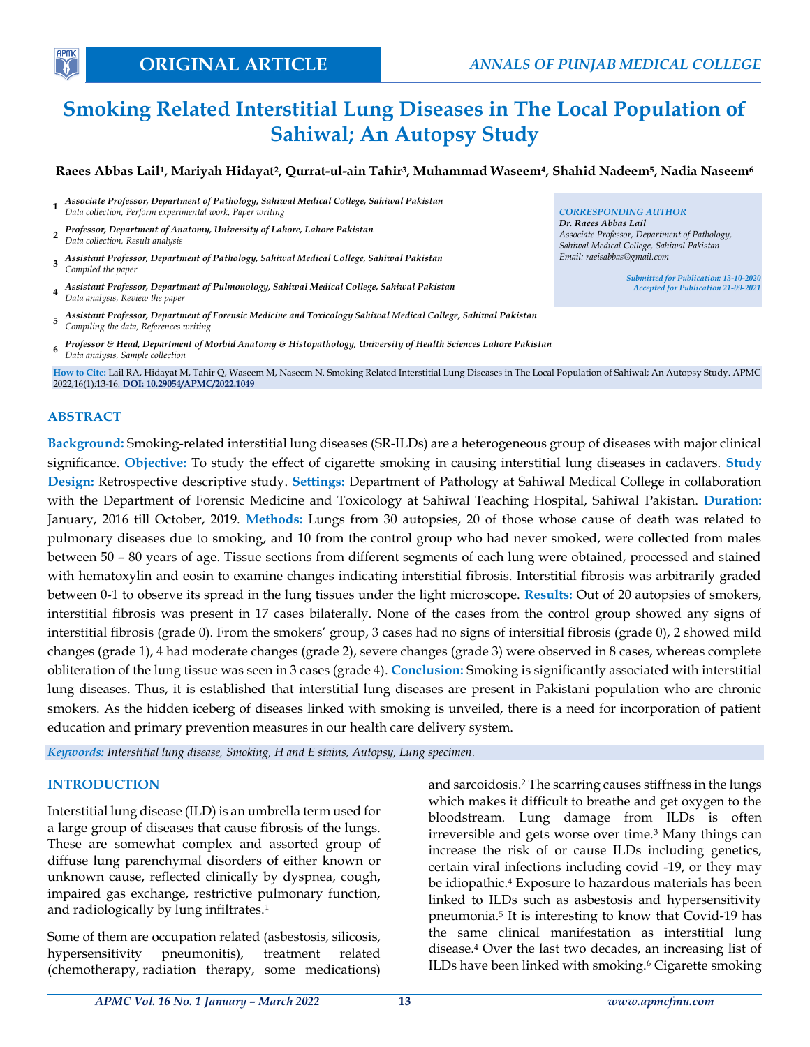ORIGINAL ARTICLE

ANNALS OF PUNJAB MEDICAL COLLEGE

# Smoking Related Interstitial Lung Diseases in The Local Population of Sahiwal; An Autopsy Study

**Raees Abbas Lail[1], Mariyah Hidayat[2], Qurrat-ul-ain Tahir[3], Muhammad Waseem[4], Shahid Nadeem[5], Nadia Naseem[6]**

1. *Associate Professor, Department of Pathology, Sahiwal Medical College, Sahiwal Pakistan*
   *Data collection, Perform experimental work, Paper writing*
2. *Professor, Department of Anatomy, University of Lahore, Lahore Pakistan*
   *Data collection, Result analysis*
3. *Assistant Professor, Department of Pathology, Sahiwal Medical College, Sahiwal Pakistan*
   *Compiled the paper*
4. *Assistant Professor, Department of Pulmonology, Sahiwal Medical College, Sahiwal Pakistan*
   *Data analysis, Review the paper*
5. *Assistant Professor, Department of Forensic Medicine and Toxicology Sahiwal Medical College, Sahiwal Pakistan*
   *Compiling the data, References writing*
6. *Professor & Head, Department of Morbid Anatomy & Histopathology, University of Health Sciences Lahore Pakistan*
   *Data analysis, Sample collection*

*CORRESPONDING AUTHOR*
***Dr. Raees Abbas Lail***
*Associate Professor, Department of Pathology, Sahiwal Medical College, Sahiwal Pakistan*
*Email: raeisabbas@gmail.com*

*Submitted for Publication: 13-10-2020*
*Accepted for Publication 21-09-2021*

**How to Cite:** Lail RA, Hidayat M, Tahir Q, Waseem M, Naseem N. Smoking Related Interstitial Lung Diseases in The Local Population of Sahiwal; An Autopsy Study. APMC 2022;16(1):13-16. **DOI: 10.29054/APMC/2022.1049**

## ABSTRACT

**Background:** Smoking-related interstitial lung diseases (SR-ILDs) are a heterogeneous group of diseases with major clinical significance. **Objective:** To study the effect of cigarette smoking in causing interstitial lung diseases in cadavers. **Study Design:** Retrospective descriptive study. **Settings:** Department of Pathology at Sahiwal Medical College in collaboration with the Department of Forensic Medicine and Toxicology at Sahiwal Teaching Hospital, Sahiwal Pakistan. **Duration:** January, 2016 till October, 2019. **Methods:** Lungs from 30 autopsies, 20 of those whose cause of death was related to pulmonary diseases due to smoking, and 10 from the control group who had never smoked, were collected from males between 50 – 80 years of age. Tissue sections from different segments of each lung were obtained, processed and stained with hematoxylin and eosin to examine changes indicating interstitial fibrosis. Interstitial fibrosis was arbitrarily graded between 0-1 to observe its spread in the lung tissues under the light microscope. **Results:** Out of 20 autopsies of smokers, interstitial fibrosis was present in 17 cases bilaterally. None of the cases from the control group showed any signs of interstitial fibrosis (grade 0). From the smokers' group, 3 cases had no signs of intersitial fibrosis (grade 0), 2 showed mild changes (grade 1), 4 had moderate changes (grade 2), severe changes (grade 3) were observed in 8 cases, whereas complete obliteration of the lung tissue was seen in 3 cases (grade 4). **Conclusion:** Smoking is significantly associated with interstitial lung diseases. Thus, it is established that interstitial lung diseases are present in Pakistani population who are chronic smokers. As the hidden iceberg of diseases linked with smoking is unveiled, there is a need for incorporation of patient education and primary prevention measures in our health care delivery system.

***Keywords:*** *Interstitial lung disease, Smoking, H and E stains, Autopsy, Lung specimen.*

## INTRODUCTION

Interstitial lung disease (ILD) is an umbrella term used for a large group of diseases that cause fibrosis of the lungs. These are somewhat complex and assorted group of diffuse lung parenchymal disorders of either known or unknown cause, reflected clinically by dyspnea, cough, impaired gas exchange, restrictive pulmonary function, and radiologically by lung infiltrates.[1]

Some of them are occupation related (asbestosis, silicosis, hypersensitivity pneumonitis), treatment related (chemotherapy, radiation therapy, some medications) and sarcoidosis.[2] The scarring causes stiffness in the lungs which makes it difficult to breathe and get oxygen to the bloodstream. Lung damage from ILDs is often irreversible and gets worse over time.[3] Many things can increase the risk of or cause ILDs including genetics, certain viral infections including covid -19, or they may be idiopathic.[4] Exposure to hazardous materials has been linked to ILDs such as asbestosis and hypersensitivity pneumonia.[5] It is interesting to know that Covid-19 has the same clinical manifestation as interstitial lung disease.[4] Over the last two decades, an increasing list of ILDs have been linked with smoking.[6] Cigarette smoking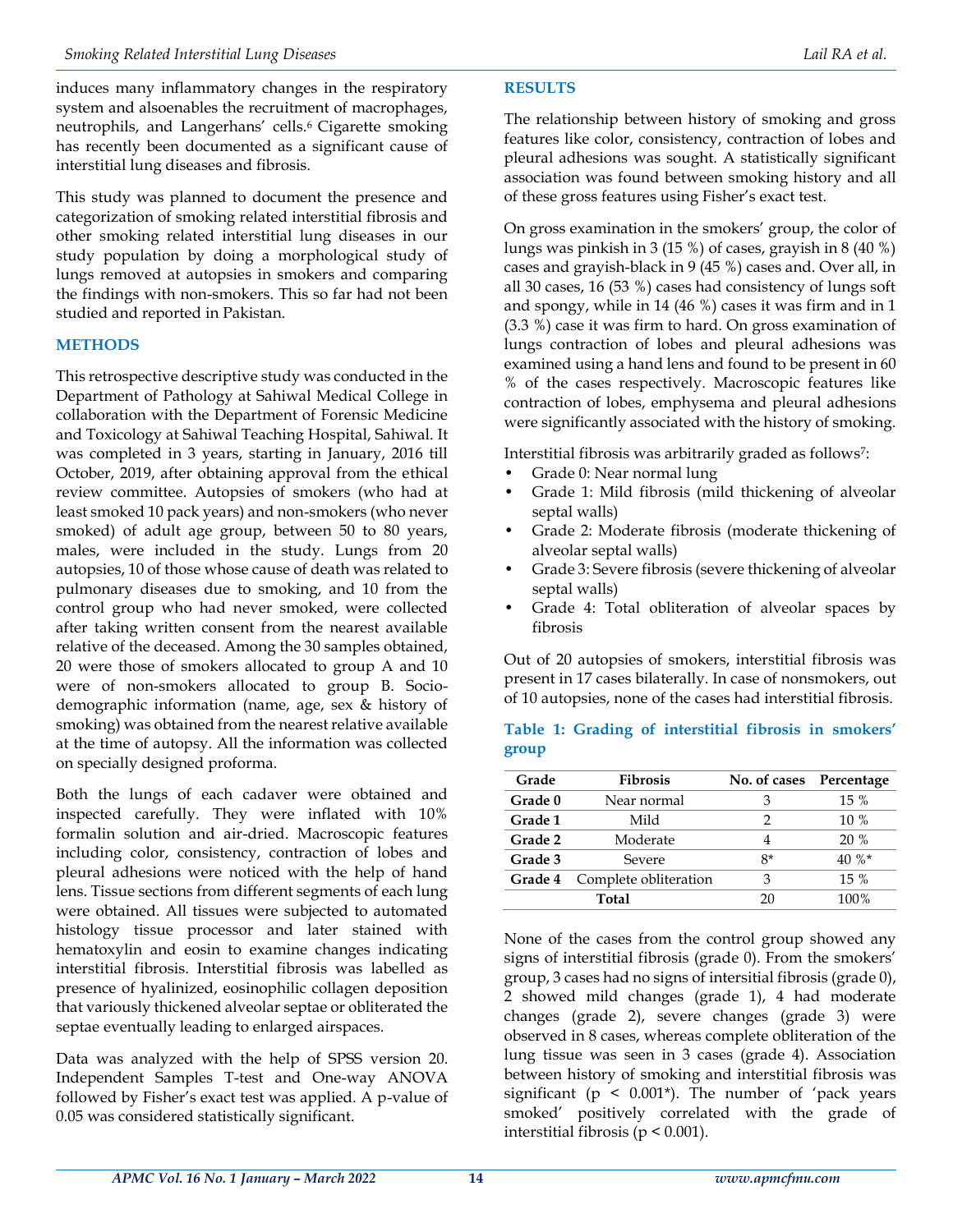induces many inflammatory changes in the respiratory system and alsoenables the recruitment of macrophages, neutrophils, and Langerhans' cells.[6] Cigarette smoking has recently been documented as a significant cause of interstitial lung diseases and fibrosis.

This study was planned to document the presence and categorization of smoking related interstitial fibrosis and other smoking related interstitial lung diseases in our study population by doing a morphological study of lungs removed at autopsies in smokers and comparing the findings with non-smokers. This so far had not been studied and reported in Pakistan.

## METHODS

This retrospective descriptive study was conducted in the Department of Pathology at Sahiwal Medical College in collaboration with the Department of Forensic Medicine and Toxicology at Sahiwal Teaching Hospital, Sahiwal. It was completed in 3 years, starting in January, 2016 till October, 2019, after obtaining approval from the ethical review committee. Autopsies of smokers (who had at least smoked 10 pack years) and non-smokers (who never smoked) of adult age group, between 50 to 80 years, males, were included in the study. Lungs from 20 autopsies, 10 of those whose cause of death was related to pulmonary diseases due to smoking, and 10 from the control group who had never smoked, were collected after taking written consent from the nearest available relative of the deceased. Among the 30 samples obtained, 20 were those of smokers allocated to group A and 10 were of non-smokers allocated to group B. Socio-demographic information (name, age, sex & history of smoking) was obtained from the nearest relative available at the time of autopsy. All the information was collected on specially designed proforma.

Both the lungs of each cadaver were obtained and inspected carefully. They were inflated with 10% formalin solution and air-dried. Macroscopic features including color, consistency, contraction of lobes and pleural adhesions were noticed with the help of hand lens. Tissue sections from different segments of each lung were obtained. All tissues were subjected to automated histology tissue processor and later stained with hematoxylin and eosin to examine changes indicating interstitial fibrosis. Interstitial fibrosis was labelled as presence of hyalinized, eosinophilic collagen deposition that variously thickened alveolar septae or obliterated the septae eventually leading to enlarged airspaces.

Data was analyzed with the help of SPSS version 20. Independent Samples T-test and One-way ANOVA followed by Fisher's exact test was applied. A p-value of 0.05 was considered statistically significant.

## RESULTS

The relationship between history of smoking and gross features like color, consistency, contraction of lobes and pleural adhesions was sought. A statistically significant association was found between smoking history and all of these gross features using Fisher's exact test.

On gross examination in the smokers' group, the color of lungs was pinkish in 3 (15 %) of cases, grayish in 8 (40 %) cases and grayish-black in 9 (45 %) cases and. Over all, in all 30 cases, 16 (53 %) cases had consistency of lungs soft and spongy, while in 14 (46 %) cases it was firm and in 1 (3.3 %) case it was firm to hard. On gross examination of lungs contraction of lobes and pleural adhesions was examined using a hand lens and found to be present in 60 % of the cases respectively. Macroscopic features like contraction of lobes, emphysema and pleural adhesions were significantly associated with the history of smoking.

Interstitial fibrosis was arbitrarily graded as follows[7]:

- Grade 0: Near normal lung
- Grade 1: Mild fibrosis (mild thickening of alveolar septal walls)
- Grade 2: Moderate fibrosis (moderate thickening of alveolar septal walls)
- Grade 3: Severe fibrosis (severe thickening of alveolar septal walls)
- Grade 4: Total obliteration of alveolar spaces by fibrosis

Out of 20 autopsies of smokers, interstitial fibrosis was present in 17 cases bilaterally. In case of nonsmokers, out of 10 autopsies, none of the cases had interstitial fibrosis.

**Table 1: Grading of interstitial fibrosis in smokers' group**

| Grade | Fibrosis | No. of cases | Percentage |
|---|---|---|---|
| **Grade 0** | Near normal | 3 | 15 % |
| **Grade 1** | Mild | 2 | 10 % |
| **Grade 2** | Moderate | 4 | 20 % |
| **Grade 3** | Severe | 8* | 40 %* |
| **Grade 4** | Complete obliteration | 3 | 15 % |
| | **Total** | 20 | 100% |

None of the cases from the control group showed any signs of interstitial fibrosis (grade 0). From the smokers' group, 3 cases had no signs of intersitial fibrosis (grade 0), 2 showed mild changes (grade 1), 4 had moderate changes (grade 2), severe changes (grade 3) were observed in 8 cases, whereas complete obliteration of the lung tissue was seen in 3 cases (grade 4). Association between history of smoking and interstitial fibrosis was significant ($p < 0.001$*). The number of 'pack years smoked' positively correlated with the grade of interstitial fibrosis ($p < 0.001$).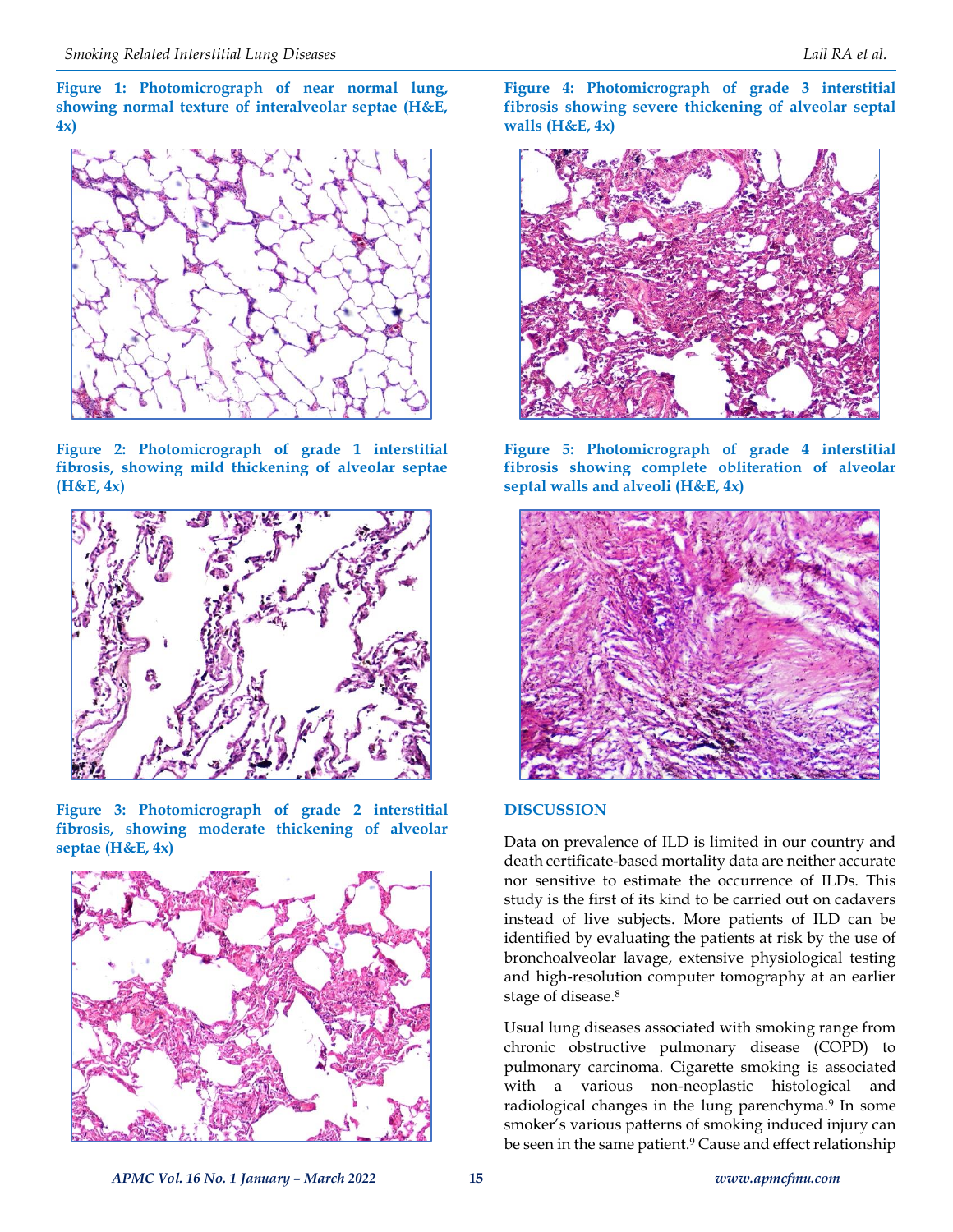**Figure 1: Photomicrograph of near normal lung, showing normal texture of interalveolar septae (H&E, 4x)**

**Figure 2: Photomicrograph of grade 1 interstitial fibrosis, showing mild thickening of alveolar septae (H&E, 4x)**

**Figure 3: Photomicrograph of grade 2 interstitial fibrosis, showing moderate thickening of alveolar septae (H&E, 4x)**

**Figure 4: Photomicrograph of grade 3 interstitial fibrosis showing severe thickening of alveolar septal walls (H&E, 4x)**

**Figure 5: Photomicrograph of grade 4 interstitial fibrosis showing complete obliteration of alveolar septal walls and alveoli (H&E, 4x)**

## DISCUSSION

Data on prevalence of ILD is limited in our country and death certificate-based mortality data are neither accurate nor sensitive to estimate the occurrence of ILDs. This study is the first of its kind to be carried out on cadavers instead of live subjects. More patients of ILD can be identified by evaluating the patients at risk by the use of bronchoalveolar lavage, extensive physiological testing and high-resolution computer tomography at an earlier stage of disease.[8]

Usual lung diseases associated with smoking range from chronic obstructive pulmonary disease (COPD) to pulmonary carcinoma. Cigarette smoking is associated with a various non-neoplastic histological and radiological changes in the lung parenchyma.[9] In some smoker's various patterns of smoking induced injury can be seen in the same patient.[9] Cause and effect relationship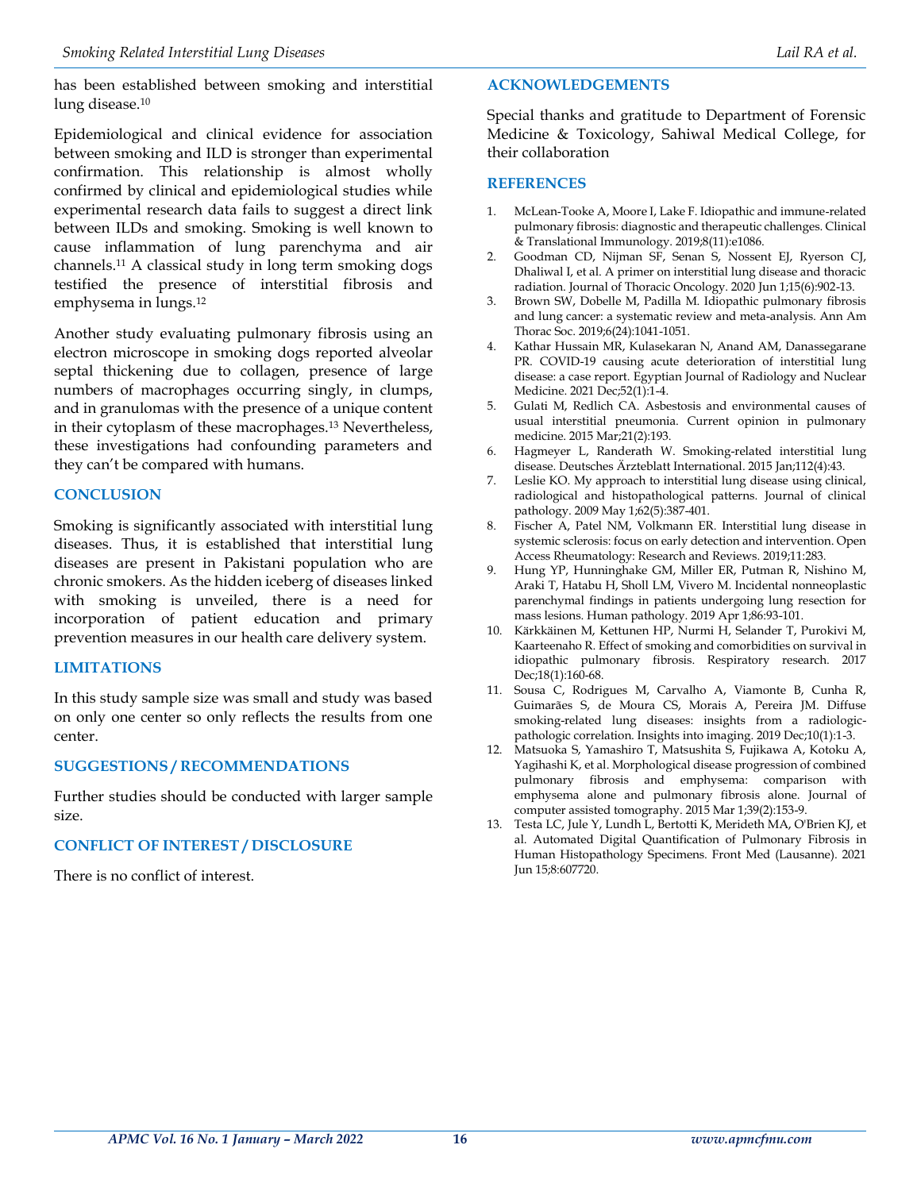has been established between smoking and interstitial lung disease.[10]

Epidemiological and clinical evidence for association between smoking and ILD is stronger than experimental confirmation. This relationship is almost wholly confirmed by clinical and epidemiological studies while experimental research data fails to suggest a direct link between ILDs and smoking. Smoking is well known to cause inflammation of lung parenchyma and air channels.[11] A classical study in long term smoking dogs testified the presence of interstitial fibrosis and emphysema in lungs.[12]

Another study evaluating pulmonary fibrosis using an electron microscope in smoking dogs reported alveolar septal thickening due to collagen, presence of large numbers of macrophages occurring singly, in clumps, and in granulomas with the presence of a unique content in their cytoplasm of these macrophages.[13] Nevertheless, these investigations had confounding parameters and they can't be compared with humans.

## CONCLUSION

Smoking is significantly associated with interstitial lung diseases. Thus, it is established that interstitial lung diseases are present in Pakistani population who are chronic smokers. As the hidden iceberg of diseases linked with smoking is unveiled, there is a need for incorporation of patient education and primary prevention measures in our health care delivery system.

## LIMITATIONS

In this study sample size was small and study was based on only one center so only reflects the results from one center.

## SUGGESTIONS / RECOMMENDATIONS

Further studies should be conducted with larger sample size.

## CONFLICT OF INTEREST / DISCLOSURE

There is no conflict of interest.

## ACKNOWLEDGEMENTS

Special thanks and gratitude to Department of Forensic Medicine & Toxicology, Sahiwal Medical College, for their collaboration

## REFERENCES

1. McLean-Tooke A, Moore I, Lake F. Idiopathic and immune-related pulmonary fibrosis: diagnostic and therapeutic challenges. Clinical & Translational Immunology. 2019;8(11):e1086.
2. Goodman CD, Nijman SF, Senan S, Nossent EJ, Ryerson CJ, Dhaliwal I, et al. A primer on interstitial lung disease and thoracic radiation. Journal of Thoracic Oncology. 2020 Jun 1;15(6):902-13.
3. Brown SW, Dobelle M, Padilla M. Idiopathic pulmonary fibrosis and lung cancer: a systematic review and meta-analysis. Ann Am Thorac Soc. 2019;6(24):1041-1051.
4. Kathar Hussain MR, Kulasekaran N, Anand AM, Danassegarane PR. COVID-19 causing acute deterioration of interstitial lung disease: a case report. Egyptian Journal of Radiology and Nuclear Medicine. 2021 Dec;52(1):1-4.
5. Gulati M, Redlich CA. Asbestosis and environmental causes of usual interstitial pneumonia. Current opinion in pulmonary medicine. 2015 Mar;21(2):193.
6. Hagmeyer L, Randerath W. Smoking-related interstitial lung disease. Deutsches Ärzteblatt International. 2015 Jan;112(4):43.
7. Leslie KO. My approach to interstitial lung disease using clinical, radiological and histopathological patterns. Journal of clinical pathology. 2009 May 1;62(5):387-401.
8. Fischer A, Patel NM, Volkmann ER. Interstitial lung disease in systemic sclerosis: focus on early detection and intervention. Open Access Rheumatology: Research and Reviews. 2019;11:283.
9. Hung YP, Hunninghake GM, Miller ER, Putman R, Nishino M, Araki T, Hatabu H, Sholl LM, Vivero M. Incidental nonneoplastic parenchymal findings in patients undergoing lung resection for mass lesions. Human pathology. 2019 Apr 1;86:93-101.
10. Kärkkäinen M, Kettunen HP, Nurmi H, Selander T, Purokivi M, Kaarteenaho R. Effect of smoking and comorbidities on survival in idiopathic pulmonary fibrosis. Respiratory research. 2017 Dec;18(1):160-68.
11. Sousa C, Rodrigues M, Carvalho A, Viamonte B, Cunha R, Guimarães S, de Moura CS, Morais A, Pereira JM. Diffuse smoking-related lung diseases: insights from a radiologic-pathologic correlation. Insights into imaging. 2019 Dec;10(1):1-3.
12. Matsuoka S, Yamashiro T, Matsushita S, Fujikawa A, Kotoku A, Yagihashi K, et al. Morphological disease progression of combined pulmonary fibrosis and emphysema: comparison with emphysema alone and pulmonary fibrosis alone. Journal of computer assisted tomography. 2015 Mar 1;39(2):153-9.
13. Testa LC, Jule Y, Lundh L, Bertotti K, Merideth MA, O'Brien KJ, et al. Automated Digital Quantification of Pulmonary Fibrosis in Human Histopathology Specimens. Front Med (Lausanne). 2021 Jun 15;8:607720.